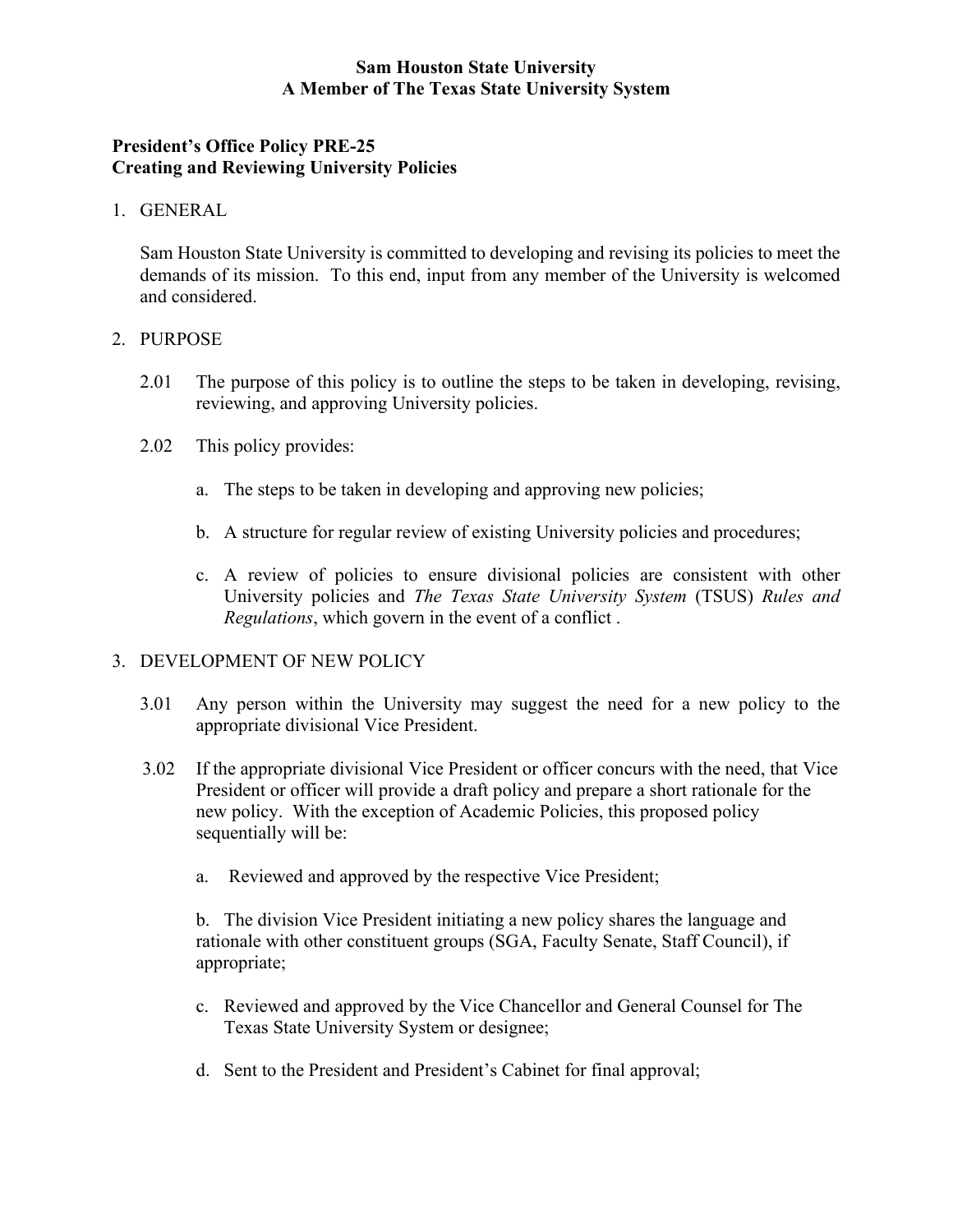**Sam Houston State University**
**A Member of The Texas State University System**

**President's Office Policy PRE-25**
**Creating and Reviewing University Policies**

1. GENERAL

   Sam Houston State University is committed to developing and revising its policies to meet the demands of its mission. To this end, input from any member of the University is welcomed and considered.

2. PURPOSE

   2.01 The purpose of this policy is to outline the steps to be taken in developing, revising, reviewing, and approving University policies.

   2.02 This policy provides:

   a. The steps to be taken in developing and approving new policies;

   b. A structure for regular review of existing University policies and procedures;

   c. A review of policies to ensure divisional policies are consistent with other University policies and *The Texas State University System* (TSUS) *Rules and Regulations*, which govern in the event of a conflict .

3. DEVELOPMENT OF NEW POLICY

   3.01 Any person within the University may suggest the need for a new policy to the appropriate divisional Vice President.

   3.02 If the appropriate divisional Vice President or officer concurs with the need, that Vice President or officer will provide a draft policy and prepare a short rationale for the new policy. With the exception of Academic Policies, this proposed policy sequentially will be:

   a. Reviewed and approved by the respective Vice President;

   b. The division Vice President initiating a new policy shares the language and rationale with other constituent groups (SGA, Faculty Senate, Staff Council), if appropriate;

   c. Reviewed and approved by the Vice Chancellor and General Counsel for The Texas State University System or designee;

   d. Sent to the President and President's Cabinet for final approval;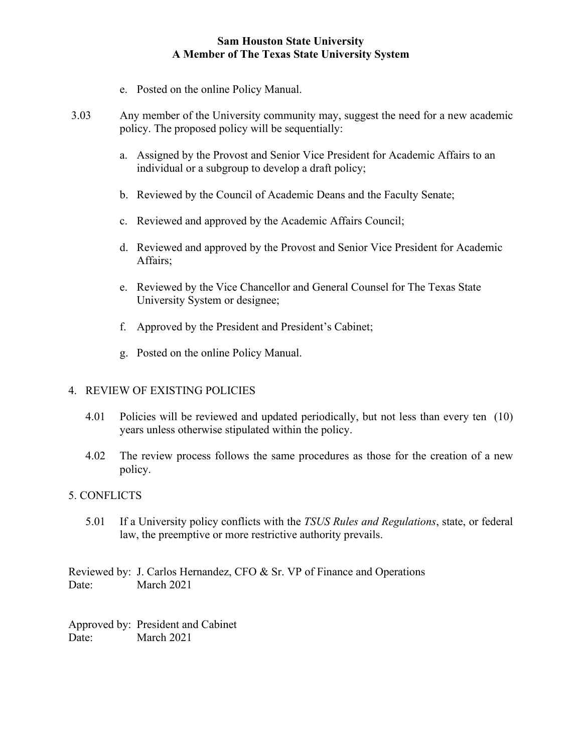e. Posted on the online Policy Manual.

3.03 Any member of the University community may, suggest the need for a new academic policy. The proposed policy will be sequentially:

a. Assigned by the Provost and Senior Vice President for Academic Affairs to an individual or a subgroup to develop a draft policy;

b. Reviewed by the Council of Academic Deans and the Faculty Senate;

c. Reviewed and approved by the Academic Affairs Council;

d. Reviewed and approved by the Provost and Senior Vice President for Academic Affairs;

e. Reviewed by the Vice Chancellor and General Counsel for The Texas State University System or designee;

f. Approved by the President and President's Cabinet;

g. Posted on the online Policy Manual.

## 4. REVIEW OF EXISTING POLICIES

4.01 Policies will be reviewed and updated periodically, but not less than every ten (10) years unless otherwise stipulated within the policy.

4.02 The review process follows the same procedures as those for the creation of a new policy.

## 5. CONFLICTS

5.01 If a University policy conflicts with the *TSUS Rules and Regulations*, state, or federal law, the preemptive or more restrictive authority prevails.

Reviewed by: J. Carlos Hernandez, CFO & Sr. VP of Finance and Operations
Date: March 2021

Approved by: President and Cabinet
Date: March 2021